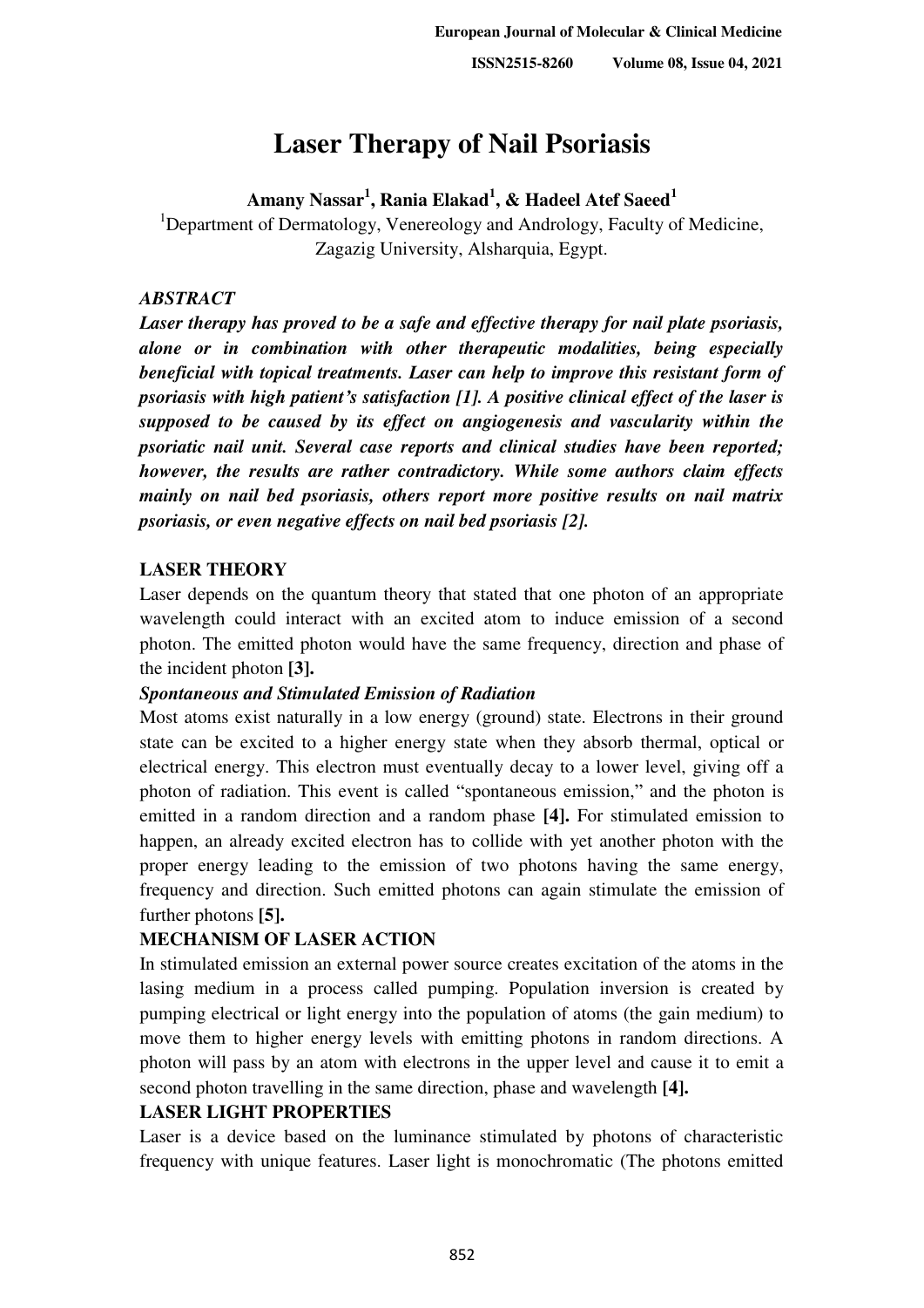# Laser Therapy of Nail Psoriasis

**Amany Nassar[1], Rania Elakad[1], & Hadeel Atef Saeed[1]**

[1]Department of Dermatology, Venereology and Andrology, Faculty of Medicine, Zagazig University, Alsharquia, Egypt.

## *ABSTRACT*

***Laser therapy has proved to be a safe and effective therapy for nail plate psoriasis, alone or in combination with other therapeutic modalities, being especially beneficial with topical treatments. Laser can help to improve this resistant form of psoriasis with high patient's satisfaction [1]. A positive clinical effect of the laser is supposed to be caused by its effect on angiogenesis and vascularity within the psoriatic nail unit. Several case reports and clinical studies have been reported; however, the results are rather contradictory. While some authors claim effects mainly on nail bed psoriasis, others report more positive results on nail matrix psoriasis, or even negative effects on nail bed psoriasis [2].***

## LASER THEORY

Laser depends on the quantum theory that stated that one photon of an appropriate wavelength could interact with an excited atom to induce emission of a second photon. The emitted photon would have the same frequency, direction and phase of the incident photon **[3].**

### *Spontaneous and Stimulated Emission of Radiation*

Most atoms exist naturally in a low energy (ground) state. Electrons in their ground state can be excited to a higher energy state when they absorb thermal, optical or electrical energy. This electron must eventually decay to a lower level, giving off a photon of radiation. This event is called "spontaneous emission," and the photon is emitted in a random direction and a random phase **[4].** For stimulated emission to happen, an already excited electron has to collide with yet another photon with the proper energy leading to the emission of two photons having the same energy, frequency and direction. Such emitted photons can again stimulate the emission of further photons **[5].**

## MECHANISM OF LASER ACTION

In stimulated emission an external power source creates excitation of the atoms in the lasing medium in a process called pumping. Population inversion is created by pumping electrical or light energy into the population of atoms (the gain medium) to move them to higher energy levels with emitting photons in random directions. A photon will pass by an atom with electrons in the upper level and cause it to emit a second photon travelling in the same direction, phase and wavelength **[4].**

## LASER LIGHT PROPERTIES

Laser is a device based on the luminance stimulated by photons of characteristic frequency with unique features. Laser light is monochromatic (The photons emitted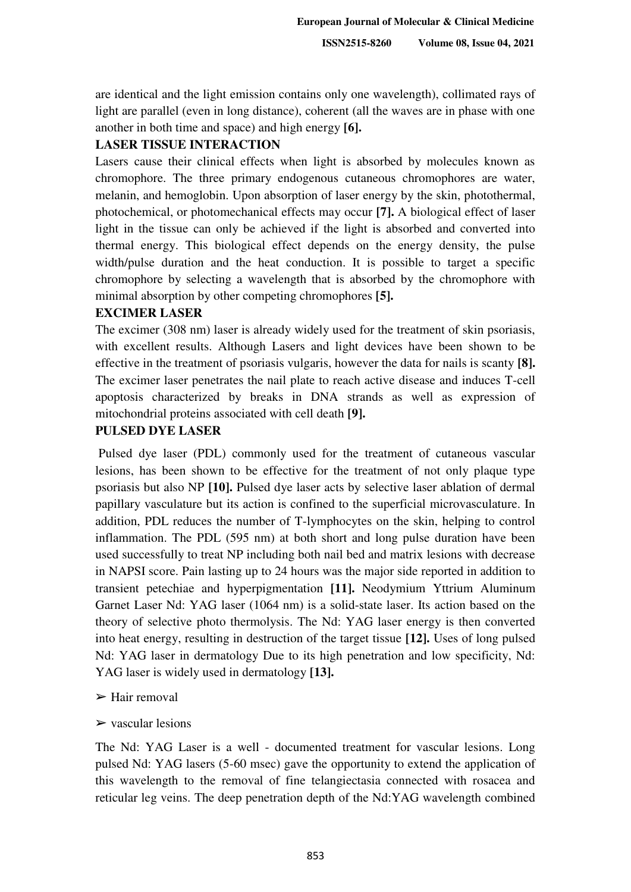are identical and the light emission contains only one wavelength), collimated rays of light are parallel (even in long distance), coherent (all the waves are in phase with one another in both time and space) and high energy **[6].**

## LASER TISSUE INTERACTION

Lasers cause their clinical effects when light is absorbed by molecules known as chromophore. The three primary endogenous cutaneous chromophores are water, melanin, and hemoglobin. Upon absorption of laser energy by the skin, photothermal, photochemical, or photomechanical effects may occur **[7].** A biological effect of laser light in the tissue can only be achieved if the light is absorbed and converted into thermal energy. This biological effect depends on the energy density, the pulse width/pulse duration and the heat conduction. It is possible to target a specific chromophore by selecting a wavelength that is absorbed by the chromophore with minimal absorption by other competing chromophores **[5].**

## EXCIMER LASER

The excimer (308 nm) laser is already widely used for the treatment of skin psoriasis, with excellent results. Although Lasers and light devices have been shown to be effective in the treatment of psoriasis vulgaris, however the data for nails is scanty **[8].** The excimer laser penetrates the nail plate to reach active disease and induces T-cell apoptosis characterized by breaks in DNA strands as well as expression of mitochondrial proteins associated with cell death **[9].**

## PULSED DYE LASER

Pulsed dye laser (PDL) commonly used for the treatment of cutaneous vascular lesions, has been shown to be effective for the treatment of not only plaque type psoriasis but also NP **[10].** Pulsed dye laser acts by selective laser ablation of dermal papillary vasculature but its action is confined to the superficial microvasculature. In addition, PDL reduces the number of T-lymphocytes on the skin, helping to control inflammation. The PDL (595 nm) at both short and long pulse duration have been used successfully to treat NP including both nail bed and matrix lesions with decrease in NAPSI score. Pain lasting up to 24 hours was the major side reported in addition to transient petechiae and hyperpigmentation **[11].** Neodymium Yttrium Aluminum Garnet Laser Nd: YAG laser (1064 nm) is a solid-state laser. Its action based on the theory of selective photo thermolysis. The Nd: YAG laser energy is then converted into heat energy, resulting in destruction of the target tissue **[12].** Uses of long pulsed Nd: YAG laser in dermatology Due to its high penetration and low specificity, Nd: YAG laser is widely used in dermatology **[13].**

- ➢ Hair removal
- ➢ vascular lesions

The Nd: YAG Laser is a well - documented treatment for vascular lesions. Long pulsed Nd: YAG lasers (5-60 msec) gave the opportunity to extend the application of this wavelength to the removal of fine telangiectasia connected with rosacea and reticular leg veins. The deep penetration depth of the Nd:YAG wavelength combined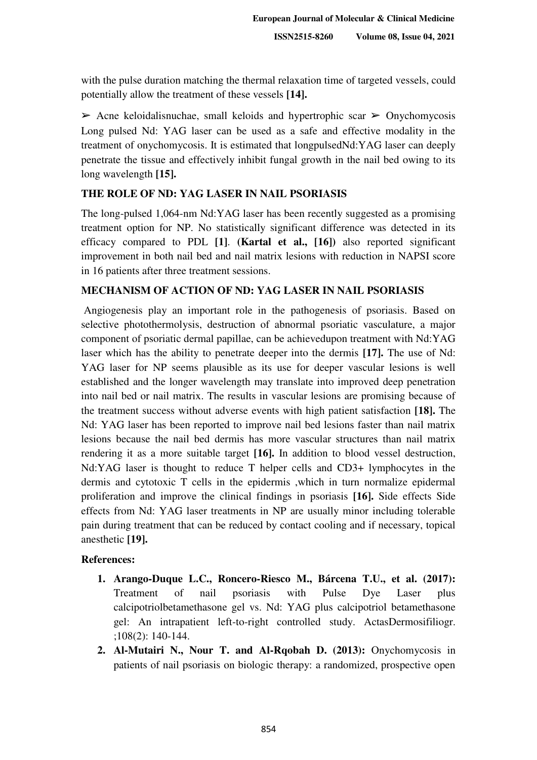with the pulse duration matching the thermal relaxation time of targeted vessels, could potentially allow the treatment of these vessels **[14].**

➢ Acne keloidalisnuchae, small keloids and hypertrophic scar ➢ Onychomycosis Long pulsed Nd: YAG laser can be used as a safe and effective modality in the treatment of onychomycosis. It is estimated that longpulsedNd:YAG laser can deeply penetrate the tissue and effectively inhibit fungal growth in the nail bed owing to its long wavelength **[15].**

## THE ROLE OF ND: YAG LASER IN NAIL PSORIASIS

The long-pulsed 1,064-nm Nd:YAG laser has been recently suggested as a promising treatment option for NP. No statistically significant difference was detected in its efficacy compared to PDL **[1]**. **(Kartal et al., [16])** also reported significant improvement in both nail bed and nail matrix lesions with reduction in NAPSI score in 16 patients after three treatment sessions.

## MECHANISM OF ACTION OF ND: YAG LASER IN NAIL PSORIASIS

Angiogenesis play an important role in the pathogenesis of psoriasis. Based on selective photothermolysis, destruction of abnormal psoriatic vasculature, a major component of psoriatic dermal papillae, can be achievedupon treatment with Nd:YAG laser which has the ability to penetrate deeper into the dermis **[17].** The use of Nd: YAG laser for NP seems plausible as its use for deeper vascular lesions is well established and the longer wavelength may translate into improved deep penetration into nail bed or nail matrix. The results in vascular lesions are promising because of the treatment success without adverse events with high patient satisfaction **[18].** The Nd: YAG laser has been reported to improve nail bed lesions faster than nail matrix lesions because the nail bed dermis has more vascular structures than nail matrix rendering it as a more suitable target **[16].** In addition to blood vessel destruction, Nd:YAG laser is thought to reduce T helper cells and CD3+ lymphocytes in the dermis and cytotoxic T cells in the epidermis ,which in turn normalize epidermal proliferation and improve the clinical findings in psoriasis **[16].** Side effects Side effects from Nd: YAG laser treatments in NP are usually minor including tolerable pain during treatment that can be reduced by contact cooling and if necessary, topical anesthetic **[19].**

**References:**

1. **Arango-Duque L.C., Roncero-Riesco M., Bárcena T.U., et al. (2017):** Treatment of nail psoriasis with Pulse Dye Laser plus calcipotriolbetamethasone gel vs. Nd: YAG plus calcipotriol betamethasone gel: An intrapatient left-to-right controlled study. ActasDermosifiliogr. ;108(2): 140-144.
2. **Al-Mutairi N., Nour T. and Al-Rqobah D. (2013):** Onychomycosis in patients of nail psoriasis on biologic therapy: a randomized, prospective open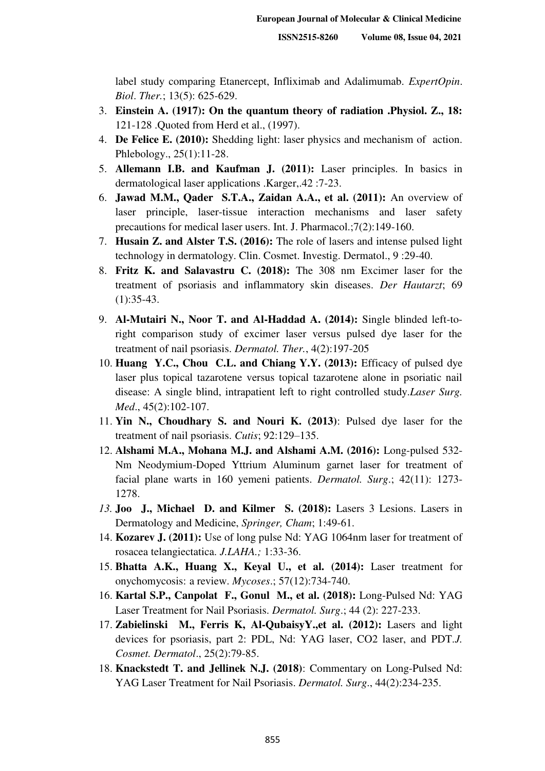label study comparing Etanercept, Infliximab and Adalimumab. *ExpertOpin. Biol. Ther.*; 13(5): 625-629.

3. **Einstein A. (1917): On the quantum theory of radiation .Physiol. Z., 18:** 121-128 .Quoted from Herd et al., (1997).
4. **De Felice E. (2010):** Shedding light: laser physics and mechanism of action. Phlebology., 25(1):11-28.
5. **Allemann I.B. and Kaufman J. (2011):** Laser principles. In basics in dermatological laser applications .Karger,.42 :7-23.
6. **Jawad M.M., Qader S.T.A., Zaidan A.A., et al. (2011):** An overview of laser principle, laser-tissue interaction mechanisms and laser safety precautions for medical laser users. Int. J. Pharmacol.;7(2):149-160.
7. **Husain Z. and Alster T.S. (2016):** The role of lasers and intense pulsed light technology in dermatology. Clin. Cosmet. Investig. Dermatol., 9 :29-40.
8. **Fritz K. and Salavastru C. (2018):** The 308 nm Excimer laser for the treatment of psoriasis and inflammatory skin diseases. *Der Hautarzt*; 69 (1):35-43.
9. **Al-Mutairi N., Noor T. and Al-Haddad A. (2014):** Single blinded left-to-right comparison study of excimer laser versus pulsed dye laser for the treatment of nail psoriasis. *Dermatol. Ther.*, 4(2):197-205
10. **Huang Y.C., Chou C.L. and Chiang Y.Y. (2013):** Efficacy of pulsed dye laser plus topical tazarotene versus topical tazarotene alone in psoriatic nail disease: A single blind, intrapatient left to right controlled study.*Laser Surg. Med*., 45(2):102-107.
11. **Yin N., Choudhary S. and Nouri K. (2013)**: Pulsed dye laser for the treatment of nail psoriasis. *Cutis*; 92:129–135.
12. **Alshami M.A., Mohana M.J. and Alshami A.M. (2016):** Long-pulsed 532-Nm Neodymium-Doped Yttrium Aluminum garnet laser for treatment of facial plane warts in 160 yemeni patients. *Dermatol. Surg*.; 42(11): 1273-1278.
13. **Joo J., Michael D. and Kilmer S. (2018):** Lasers 3 Lesions. Lasers in Dermatology and Medicine, *Springer, Cham*; 1:49-61.
14. **Kozarev J. (2011):** Use of long pulse Nd: YAG 1064nm laser for treatment of rosacea telangiectatica. *J.LAHA.;* 1:33-36.
15. **Bhatta A.K., Huang X., Keyal U., et al. (2014):** Laser treatment for onychomycosis: a review. *Mycoses*.; 57(12):734-740.
16. **Kartal S.P., Canpolat F., Gonul M., et al. (2018):** Long-Pulsed Nd: YAG Laser Treatment for Nail Psoriasis. *Dermatol. Surg*.; 44 (2): 227-233.
17. **Zabielinski M., Ferris K, Al-QubaisyY.,et al. (2012):** Lasers and light devices for psoriasis, part 2: PDL, Nd: YAG laser, CO2 laser, and PDT.*J. Cosmet. Dermatol*., 25(2):79-85.
18. **Knackstedt T. and Jellinek N.J. (2018)**: Commentary on Long-Pulsed Nd: YAG Laser Treatment for Nail Psoriasis. *Dermatol. Surg*., 44(2):234-235.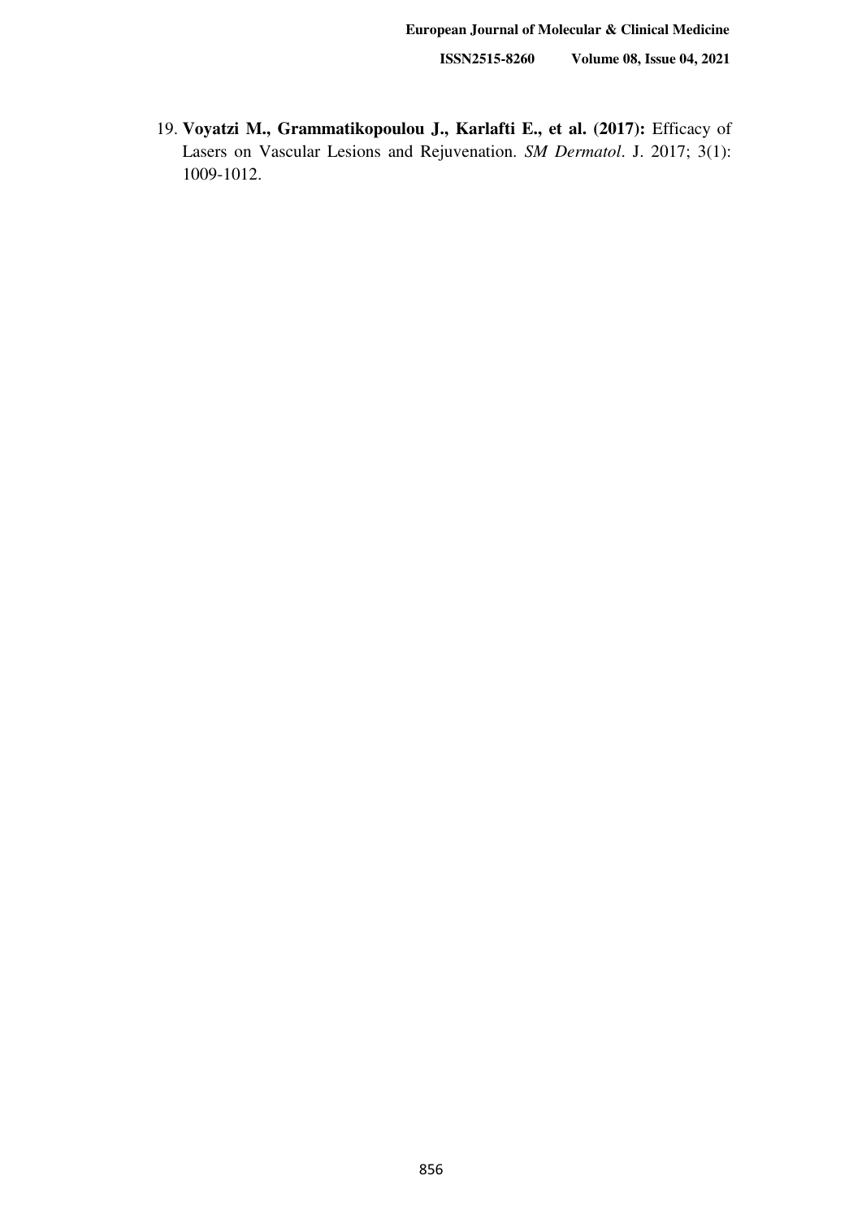19. **Voyatzi M., Grammatikopoulou J., Karlafti E., et al. (2017):** Efficacy of Lasers on Vascular Lesions and Rejuvenation. *SM Dermatol*. J. 2017; 3(1): 1009-1012.